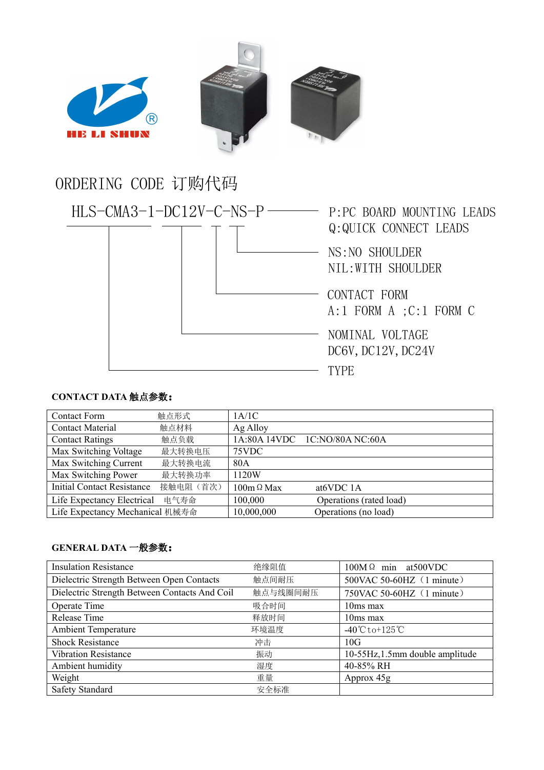HE LI SHUN

# ORDERING CODE 订购代码

HLS-CMA3-1-DC12V-C-NS-P

- P:PC BOARD MOUNTING LEADS
  Q:QUICK CONNECT LEADS
- NS:NO SHOULDER
  NIL:WITH SHOULDER
- CONTACT FORM
  A:1 FORM A ;C:1 FORM C
- NOMINAL VOLTAGE
  DC6V,DC12V,DC24V
- TYPE

## CONTACT DATA 触点参数：

| | | |
|---|---|---|
| Contact Form | 触点形式 | 1A/1C |
| Contact Material | 触点材料 | Ag Alloy |
| Contact Ratings | 触点负载 | 1A:80A 14VDC 1C:NO/80A NC:60A |
| Max Switching Voltage | 最大转换电压 | 75VDC |
| Max Switching Current | 最大转换电流 | 80A |
| Max Switching Power | 最大转换功率 | 1120W |
| Initial Contact Resistance | 接触电阻（首次） | 100mΩ Max at6VDC 1A |
| Life Expectancy Electrical | 电气寿命 | 100,000 Operations (rated load) |
| Life Expectancy Mechanical | 机械寿命 | 10,000,000 Operations (no load) |

## GENERAL DATA 一般参数：

| | | |
|---|---|---|
| Insulation Resistance | 绝缘阻值 | 100MΩ min at500VDC |
| Dielectric Strength Between Open Contacts | 触点间耐压 | 500VAC 50-60HZ（1 minute） |
| Dielectric Strength Between Contacts And Coil | 触点与线圈间耐压 | 750VAC 50-60HZ（1 minute） |
| Operate Time | 吸合时间 | 10ms max |
| Release Time | 释放时间 | 10ms max |
| Ambient Temperature | 环境温度 | -40℃to+125℃ |
| Shock Resistance | 冲击 | 10G |
| Vibration Resistance | 振动 | 10-55Hz,1.5mm double amplitude |
| Ambient humidity | 湿度 | 40-85% RH |
| Weight | 重量 | Approx 45g |
| Safety Standard | 安全标准 | |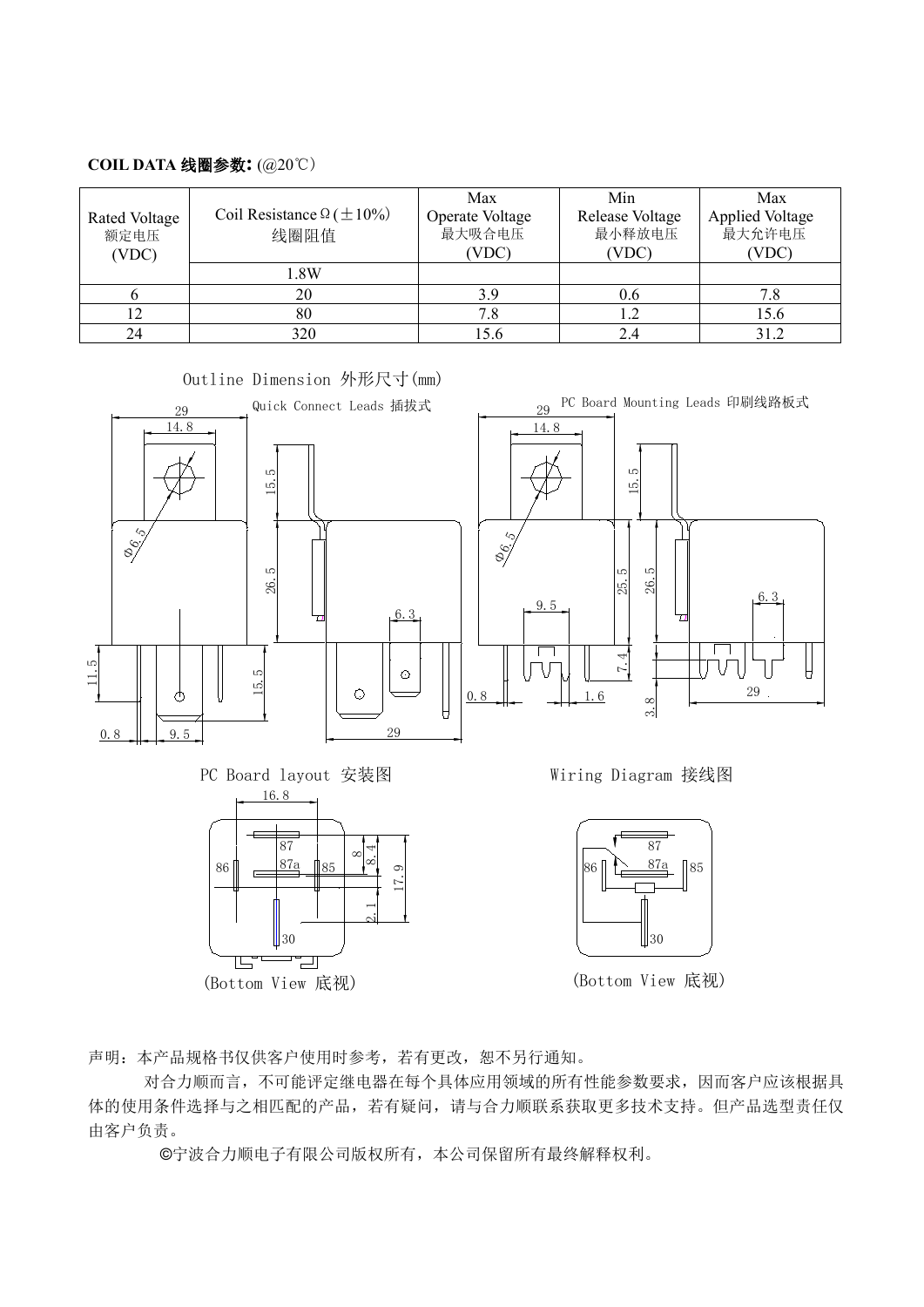**COIL DATA 线圈参数:** (@20℃)

| Rated Voltage 额定电压 (VDC) | Coil Resistance Ω (±10%) 线圈阻值 | Max Operate Voltage 最大吸合电压 (VDC) | Min Release Voltage 最小释放电压 (VDC) | Max Applied Voltage 最大允许电压 (VDC) |
|---|---|---|---|---|
| | 1.8W | | | |
| 6 | 20 | 3.9 | 0.6 | 7.8 |
| 12 | 80 | 7.8 | 1.2 | 15.6 |
| 24 | 320 | 15.6 | 2.4 | 31.2 |

Outline Dimension 外形尺寸(mm)

Quick Connect Leads 插拔式

29
14.8
15.5
Φ6.5
26.5
6.3
11.5
15.5
0.8
9.5
29

PC Board Mounting Leads 印刷线路板式

29
14.8
15.5
Φ6.5
25.5
26.5
9.5
6.3
7.4
0.8
1.6
3.8
29

PC Board layout 安装图

16.8
87
86
87a
85
8
8.4
17.9
2.1
30

(Bottom View 底视)

Wiring Diagram 接线图

87
86
87a
85
30

(Bottom View 底视)

声明：本产品规格书仅供客户使用时参考，若有更改，恕不另行通知。

对合力顺而言，不可能评定继电器在每个具体应用领域的所有性能参数要求，因而客户应该根据具体的使用条件选择与之相匹配的产品，若有疑问，请与合力顺联系获取更多技术支持。但产品选型责任仅由客户负责。

©宁波合力顺电子有限公司版权所有，本公司保留所有最终解释权利。